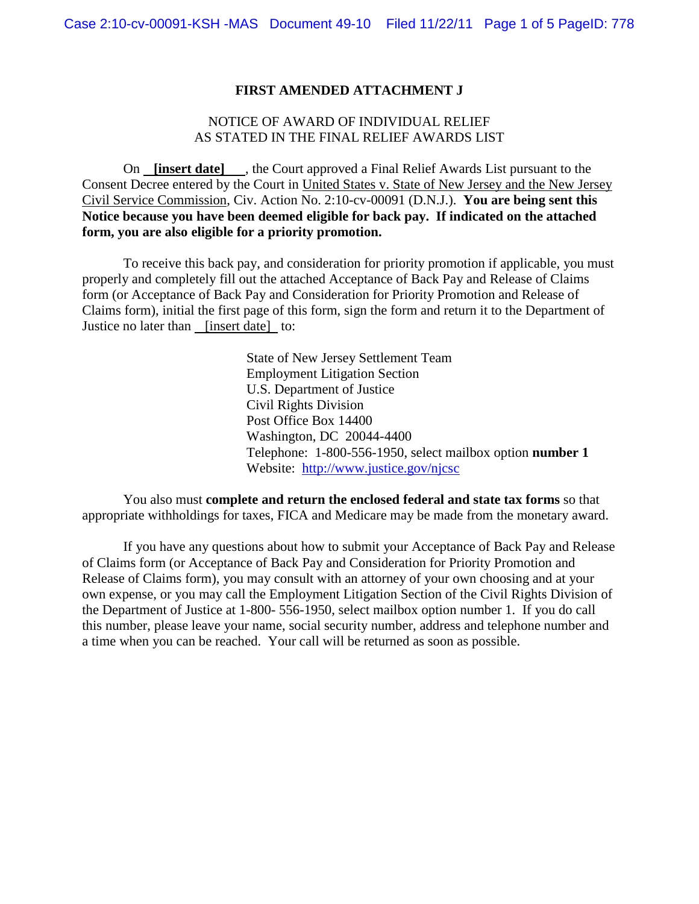# FIRST AMENDED ATTACHMENT J

## NOTICE OF AWARD OF INDIVIDUAL RELIEF AS STATED IN THE FINAL RELIEF AWARDS LIST

On **[insert date]**, the Court approved a Final Relief Awards List pursuant to the Consent Decree entered by the Court in United States v. State of New Jersey and the New Jersey Civil Service Commission, Civ. Action No. 2:10-cv-00091 (D.N.J.). **You are being sent this Notice because you have been deemed eligible for back pay. If indicated on the attached form, you are also eligible for a priority promotion.**

To receive this back pay, and consideration for priority promotion if applicable, you must properly and completely fill out the attached Acceptance of Back Pay and Release of Claims form (or Acceptance of Back Pay and Consideration for Priority Promotion and Release of Claims form), initial the first page of this form, sign the form and return it to the Department of Justice no later than [insert date] to:

State of New Jersey Settlement Team
Employment Litigation Section
U.S. Department of Justice
Civil Rights Division
Post Office Box 14400
Washington, DC 20044-4400
Telephone: 1-800-556-1950, select mailbox option **number 1**
Website: http://www.justice.gov/njcsc

You also must **complete and return the enclosed federal and state tax forms** so that appropriate withholdings for taxes, FICA and Medicare may be made from the monetary award.

If you have any questions about how to submit your Acceptance of Back Pay and Release of Claims form (or Acceptance of Back Pay and Consideration for Priority Promotion and Release of Claims form), you may consult with an attorney of your own choosing and at your own expense, or you may call the Employment Litigation Section of the Civil Rights Division of the Department of Justice at 1-800- 556-1950, select mailbox option number 1. If you do call this number, please leave your name, social security number, address and telephone number and a time when you can be reached. Your call will be returned as soon as possible.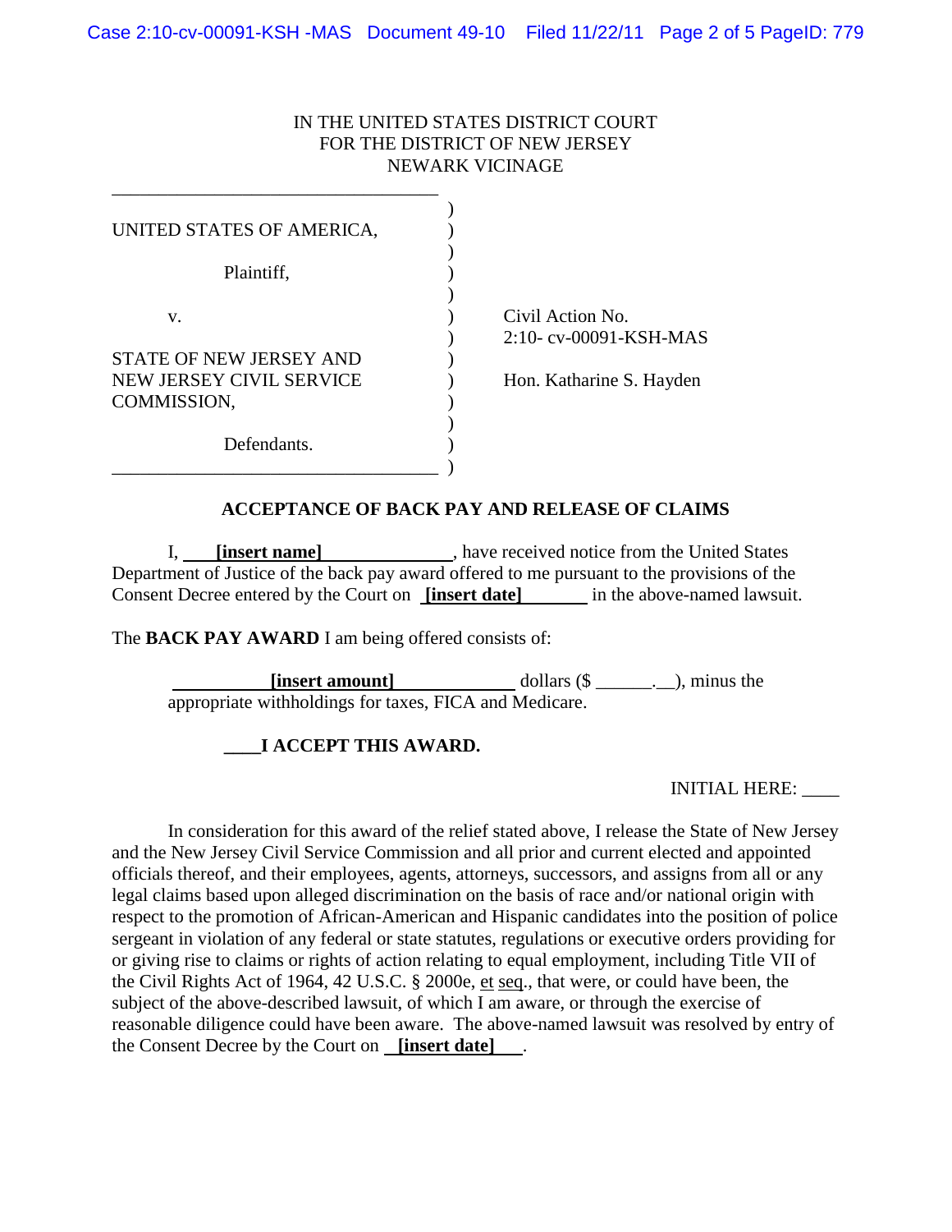IN THE UNITED STATES DISTRICT COURT
FOR THE DISTRICT OF NEW JERSEY
NEWARK VICINAGE

| | |
|---|---|
| UNITED STATES OF AMERICA,<br><br>Plaintiff,<br><br>v.<br><br>STATE OF NEW JERSEY AND NEW JERSEY CIVIL SERVICE COMMISSION,<br><br>Defendants. | Civil Action No. 2:10- cv-00091-KSH-MAS<br><br>Hon. Katharine S. Hayden |

**ACCEPTANCE OF BACK PAY AND RELEASE OF CLAIMS**

I, **[insert name]**, have received notice from the United States Department of Justice of the back pay award offered to me pursuant to the provisions of the Consent Decree entered by the Court on **[insert date]** in the above-named lawsuit.

The **BACK PAY AWARD** I am being offered consists of:

**[insert amount]** dollars ($ ______.__), minus the appropriate withholdings for taxes, FICA and Medicare.

**____I ACCEPT THIS AWARD.**

INITIAL HERE: ____

In consideration for this award of the relief stated above, I release the State of New Jersey and the New Jersey Civil Service Commission and all prior and current elected and appointed officials thereof, and their employees, agents, attorneys, successors, and assigns from all or any legal claims based upon alleged discrimination on the basis of race and/or national origin with respect to the promotion of African-American and Hispanic candidates into the position of police sergeant in violation of any federal or state statutes, regulations or executive orders providing for or giving rise to claims or rights of action relating to equal employment, including Title VII of the Civil Rights Act of 1964, 42 U.S.C. § 2000e, et seq., that were, or could have been, the subject of the above-described lawsuit, of which I am aware, or through the exercise of reasonable diligence could have been aware. The above-named lawsuit was resolved by entry of the Consent Decree by the Court on **[insert date]**.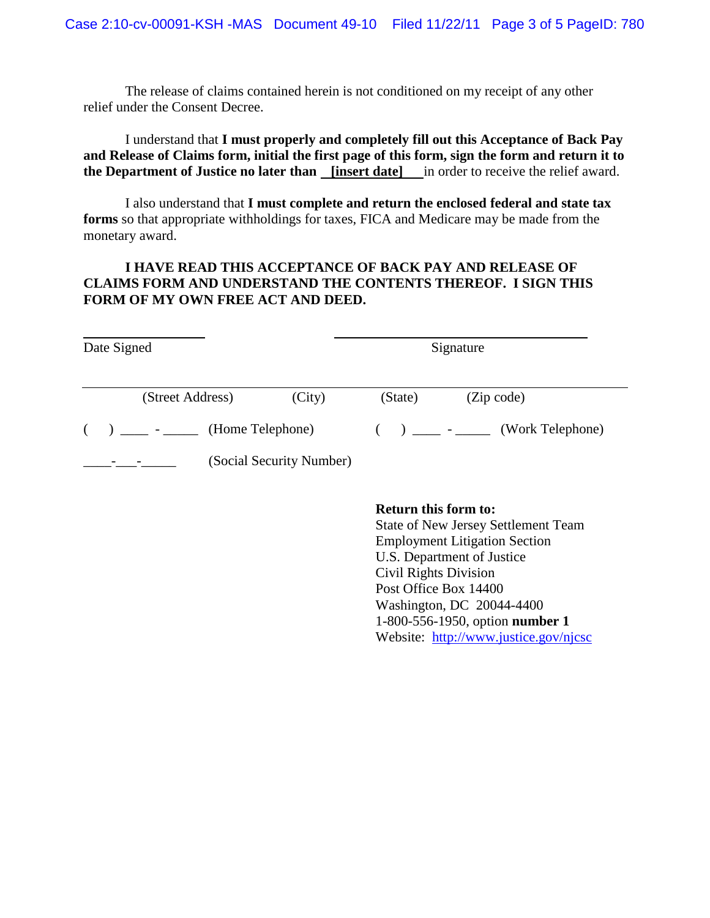The release of claims contained herein is not conditioned on my receipt of any other relief under the Consent Decree.

I understand that **I must properly and completely fill out this Acceptance of Back Pay and Release of Claims form, initial the first page of this form, sign the form and return it to the Department of Justice no later than** __[insert date]__ in order to receive the relief award.

I also understand that **I must complete and return the enclosed federal and state tax forms** so that appropriate withholdings for taxes, FICA and Medicare may be made from the monetary award.

**I HAVE READ THIS ACCEPTANCE OF BACK PAY AND RELEASE OF CLAIMS FORM AND UNDERSTAND THE CONTENTS THEREOF. I SIGN THIS FORM OF MY OWN FREE ACT AND DEED.**

\_\_\_\_\_\_\_\_\_\_\_\_\_\_\_\_\_\_ &nbsp;&nbsp;&nbsp;&nbsp;&nbsp;&nbsp;&nbsp;&nbsp; \_\_\_\_\_\_\_\_\_\_\_\_\_\_\_\_\_\_\_\_\_\_\_\_\_\_\_\_\_\_\_\_
Date Signed &nbsp;&nbsp;&nbsp;&nbsp;&nbsp;&nbsp;&nbsp;&nbsp;&nbsp;&nbsp;&nbsp;&nbsp;&nbsp;&nbsp;&nbsp;&nbsp;&nbsp;&nbsp;&nbsp;&nbsp;&nbsp;&nbsp; Signature

\_\_\_\_\_\_\_\_\_\_\_\_\_\_\_\_\_\_\_\_\_\_\_\_\_\_\_\_\_\_\_\_\_\_\_\_\_\_\_\_\_\_\_\_\_\_\_\_\_\_\_\_\_\_\_\_\_\_\_\_\_\_\_\_\_\_\_\_\_\_\_\_\_\_\_\_\_\_
(Street Address) &nbsp;&nbsp;&nbsp;&nbsp;&nbsp;&nbsp; (City) &nbsp;&nbsp;&nbsp;&nbsp;&nbsp;&nbsp; (State) &nbsp;&nbsp;&nbsp;&nbsp;&nbsp;&nbsp; (Zip code)

( &nbsp;&nbsp; ) \_\_\_\_ - \_\_\_\_\_ (Home Telephone) &nbsp;&nbsp;&nbsp;&nbsp;&nbsp;&nbsp; ( &nbsp;&nbsp; ) \_\_\_\_ - \_\_\_\_\_ (Work Telephone)

\_\_\_\_-\_\_\_-\_\_\_\_\_ (Social Security Number)

**Return this form to:**
State of New Jersey Settlement Team
Employment Litigation Section
U.S. Department of Justice
Civil Rights Division
Post Office Box 14400
Washington, DC 20044-4400
1-800-556-1950, option **number 1**
Website: http://www.justice.gov/njcsc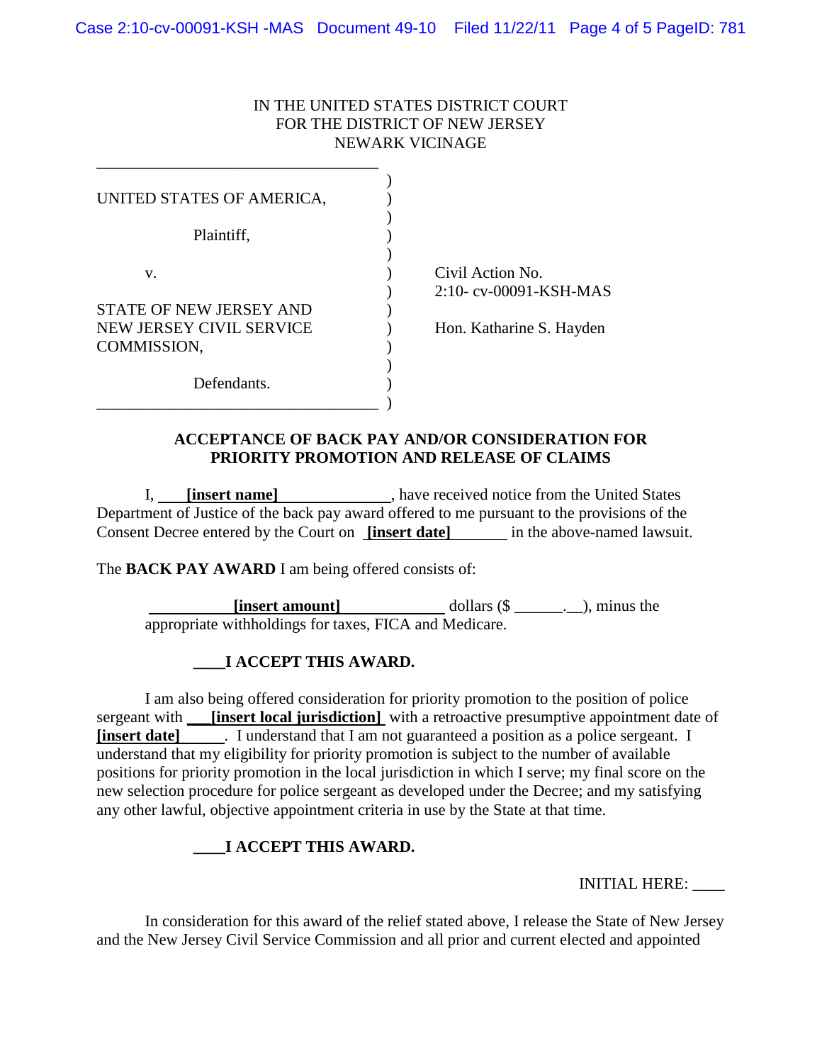IN THE UNITED STATES DISTRICT COURT
FOR THE DISTRICT OF NEW JERSEY
NEWARK VICINAGE

| | |
|---|---|
| UNITED STATES OF AMERICA,<br><br>Plaintiff,<br><br>v.<br><br>STATE OF NEW JERSEY AND NEW JERSEY CIVIL SERVICE COMMISSION,<br><br>Defendants. | Civil Action No. 2:10- cv-00091-KSH-MAS<br><br>Hon. Katharine S. Hayden |

**ACCEPTANCE OF BACK PAY AND/OR CONSIDERATION FOR PRIORITY PROMOTION AND RELEASE OF CLAIMS**

I, **[insert name]**, have received notice from the United States Department of Justice of the back pay award offered to me pursuant to the provisions of the Consent Decree entered by the Court on **[insert date]** in the above-named lawsuit.

The **BACK PAY AWARD** I am being offered consists of:

**[insert amount]** dollars ($ ______.__), minus the appropriate withholdings for taxes, FICA and Medicare.

**____I ACCEPT THIS AWARD.**

I am also being offered consideration for priority promotion to the position of police sergeant with **[insert local jurisdiction]** with a retroactive presumptive appointment date of **[insert date]**. I understand that I am not guaranteed a position as a police sergeant. I understand that my eligibility for priority promotion is subject to the number of available positions for priority promotion in the local jurisdiction in which I serve; my final score on the new selection procedure for police sergeant as developed under the Decree; and my satisfying any other lawful, objective appointment criteria in use by the State at that time.

**____I ACCEPT THIS AWARD.**

INITIAL HERE: ____

In consideration for this award of the relief stated above, I release the State of New Jersey and the New Jersey Civil Service Commission and all prior and current elected and appointed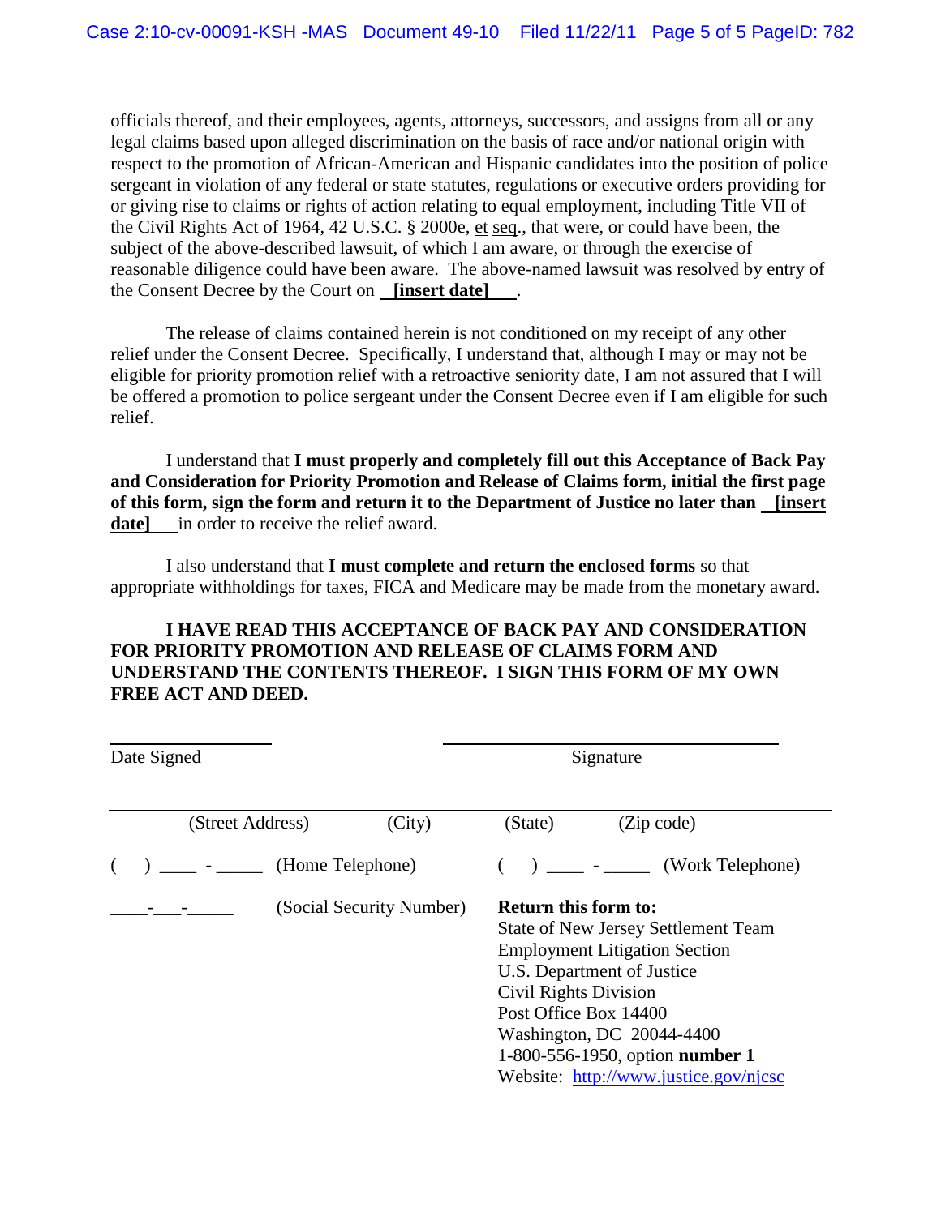officials thereof, and their employees, agents, attorneys, successors, and assigns from all or any legal claims based upon alleged discrimination on the basis of race and/or national origin with respect to the promotion of African-American and Hispanic candidates into the position of police sergeant in violation of any federal or state statutes, regulations or executive orders providing for or giving rise to claims or rights of action relating to equal employment, including Title VII of the Civil Rights Act of 1964, 42 U.S.C. § 2000e, et seq., that were, or could have been, the subject of the above-described lawsuit, of which I am aware, or through the exercise of reasonable diligence could have been aware. The above-named lawsuit was resolved by entry of the Consent Decree by the Court on **[insert date]**.

The release of claims contained herein is not conditioned on my receipt of any other relief under the Consent Decree. Specifically, I understand that, although I may or may not be eligible for priority promotion relief with a retroactive seniority date, I am not assured that I will be offered a promotion to police sergeant under the Consent Decree even if I am eligible for such relief.

I understand that **I must properly and completely fill out this Acceptance of Back Pay and Consideration for Priority Promotion and Release of Claims form, initial the first page of this form, sign the form and return it to the Department of Justice no later than [insert date]** in order to receive the relief award.

I also understand that **I must complete and return the enclosed forms** so that appropriate withholdings for taxes, FICA and Medicare may be made from the monetary award.

**I HAVE READ THIS ACCEPTANCE OF BACK PAY AND CONSIDERATION FOR PRIORITY PROMOTION AND RELEASE OF CLAIMS FORM AND UNDERSTAND THE CONTENTS THEREOF. I SIGN THIS FORM OF MY OWN FREE ACT AND DEED.**

\_\_\_\_\_\_\_\_\_\_\_\_\_\_\_\_ Date Signed

\_\_\_\_\_\_\_\_\_\_\_\_\_\_\_\_\_\_\_\_\_\_\_\_\_\_\_\_ Signature

\_\_\_\_\_\_\_\_\_\_\_\_\_\_\_\_\_\_\_\_\_\_\_\_\_\_\_\_\_\_\_\_\_\_\_\_\_\_\_\_\_\_\_\_\_\_\_\_\_\_\_\_\_\_\_\_\_\_

(Street Address) (City) (State) (Zip code)

( ) \_\_\_\_ - \_\_\_\_\_ (Home Telephone)

( ) \_\_\_\_ - \_\_\_\_\_ (Work Telephone)

\_\_\_\_-\_\_\_-\_\_\_\_\_ (Social Security Number)

**Return this form to:**
State of New Jersey Settlement Team
Employment Litigation Section
U.S. Department of Justice
Civil Rights Division
Post Office Box 14400
Washington, DC 20044-4400
1-800-556-1950, option **number 1**
Website: http://www.justice.gov/njcsc